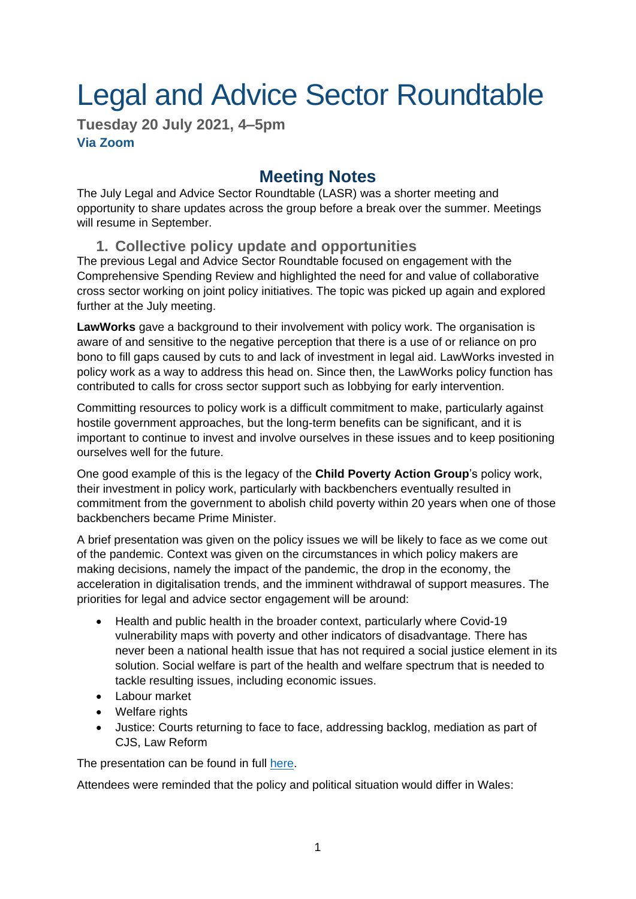# Legal and Advice Sector Roundtable

**Tuesday 20 July 2021, 4–5pm**
**Via Zoom**

## Meeting Notes

The July Legal and Advice Sector Roundtable (LASR) was a shorter meeting and opportunity to share updates across the group before a break over the summer. Meetings will resume in September.

### 1. Collective policy update and opportunities

The previous Legal and Advice Sector Roundtable focused on engagement with the Comprehensive Spending Review and highlighted the need for and value of collaborative cross sector working on joint policy initiatives. The topic was picked up again and explored further at the July meeting.

**LawWorks** gave a background to their involvement with policy work. The organisation is aware of and sensitive to the negative perception that there is a use of or reliance on pro bono to fill gaps caused by cuts to and lack of investment in legal aid. LawWorks invested in policy work as a way to address this head on. Since then, the LawWorks policy function has contributed to calls for cross sector support such as lobbying for early intervention.

Committing resources to policy work is a difficult commitment to make, particularly against hostile government approaches, but the long-term benefits can be significant, and it is important to continue to invest and involve ourselves in these issues and to keep positioning ourselves well for the future.

One good example of this is the legacy of the **Child Poverty Action Group**'s policy work, their investment in policy work, particularly with backbenchers eventually resulted in commitment from the government to abolish child poverty within 20 years when one of those backbenchers became Prime Minister.

A brief presentation was given on the policy issues we will be likely to face as we come out of the pandemic. Context was given on the circumstances in which policy makers are making decisions, namely the impact of the pandemic, the drop in the economy, the acceleration in digitalisation trends, and the imminent withdrawal of support measures. The priorities for legal and advice sector engagement will be around:

- Health and public health in the broader context, particularly where Covid-19 vulnerability maps with poverty and other indicators of disadvantage. There has never been a national health issue that has not required a social justice element in its solution. Social welfare is part of the health and welfare spectrum that is needed to tackle resulting issues, including economic issues.
- Labour market
- Welfare rights
- Justice: Courts returning to face to face, addressing backlog, mediation as part of CJS, Law Reform

The presentation can be found in full here.

Attendees were reminded that the policy and political situation would differ in Wales: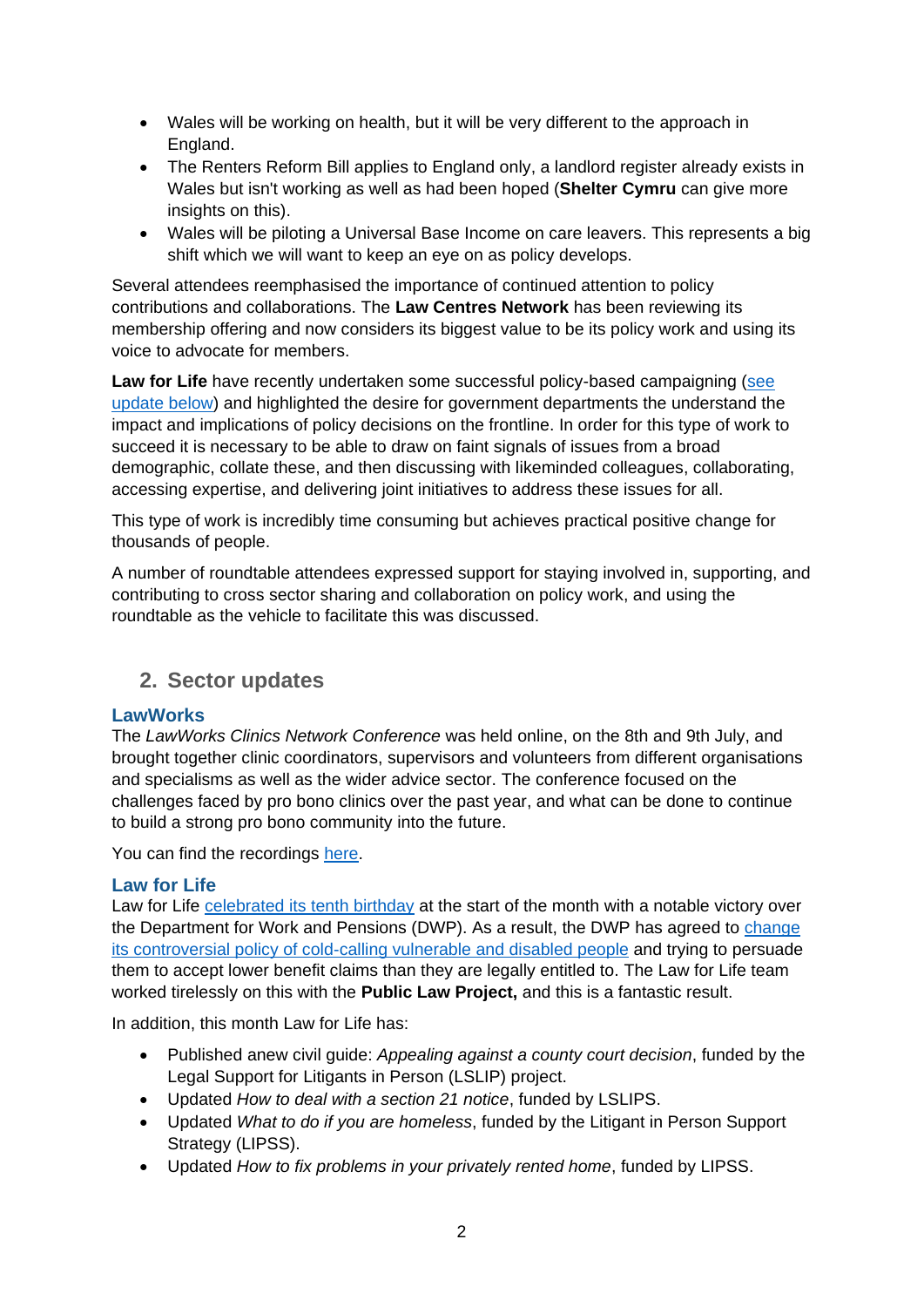- Wales will be working on health, but it will be very different to the approach in England.
- The Renters Reform Bill applies to England only, a landlord register already exists in Wales but isn't working as well as had been hoped (**Shelter Cymru** can give more insights on this).
- Wales will be piloting a Universal Base Income on care leavers. This represents a big shift which we will want to keep an eye on as policy develops.

Several attendees reemphasised the importance of continued attention to policy contributions and collaborations. The **Law Centres Network** has been reviewing its membership offering and now considers its biggest value to be its policy work and using its voice to advocate for members.

**Law for Life** have recently undertaken some successful policy-based campaigning (see update below) and highlighted the desire for government departments the understand the impact and implications of policy decisions on the frontline. In order for this type of work to succeed it is necessary to be able to draw on faint signals of issues from a broad demographic, collate these, and then discussing with likeminded colleagues, collaborating, accessing expertise, and delivering joint initiatives to address these issues for all.

This type of work is incredibly time consuming but achieves practical positive change for thousands of people.

A number of roundtable attendees expressed support for staying involved in, supporting, and contributing to cross sector sharing and collaboration on policy work, and using the roundtable as the vehicle to facilitate this was discussed.

## 2. Sector updates

### LawWorks

The *LawWorks Clinics Network Conference* was held online, on the 8th and 9th July, and brought together clinic coordinators, supervisors and volunteers from different organisations and specialisms as well as the wider advice sector. The conference focused on the challenges faced by pro bono clinics over the past year, and what can be done to continue to build a strong pro bono community into the future.

You can find the recordings here.

### Law for Life

Law for Life celebrated its tenth birthday at the start of the month with a notable victory over the Department for Work and Pensions (DWP). As a result, the DWP has agreed to change its controversial policy of cold-calling vulnerable and disabled people and trying to persuade them to accept lower benefit claims than they are legally entitled to. The Law for Life team worked tirelessly on this with the **Public Law Project,** and this is a fantastic result.

In addition, this month Law for Life has:

- Published anew civil guide: *Appealing against a county court decision*, funded by the Legal Support for Litigants in Person (LSLIP) project.
- Updated *How to deal with a section 21 notice*, funded by LSLIPS.
- Updated *What to do if you are homeless*, funded by the Litigant in Person Support Strategy (LIPSS).
- Updated *How to fix problems in your privately rented home*, funded by LIPSS.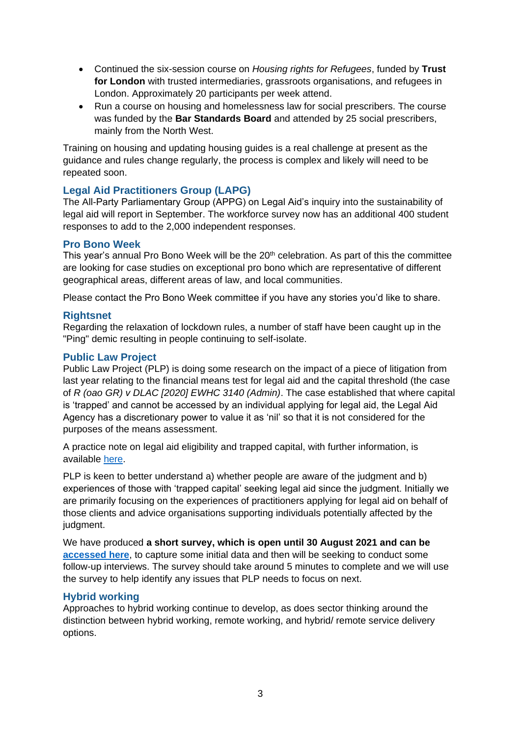- Continued the six-session course on *Housing rights for Refugees*, funded by **Trust for London** with trusted intermediaries, grassroots organisations, and refugees in London. Approximately 20 participants per week attend.
- Run a course on housing and homelessness law for social prescribers. The course was funded by the **Bar Standards Board** and attended by 25 social prescribers, mainly from the North West.

Training on housing and updating housing guides is a real challenge at present as the guidance and rules change regularly, the process is complex and likely will need to be repeated soon.

## Legal Aid Practitioners Group (LAPG)

The All-Party Parliamentary Group (APPG) on Legal Aid's inquiry into the sustainability of legal aid will report in September. The workforce survey now has an additional 400 student responses to add to the 2,000 independent responses.

## Pro Bono Week

This year's annual Pro Bono Week will be the 20th celebration. As part of this the committee are looking for case studies on exceptional pro bono which are representative of different geographical areas, different areas of law, and local communities.

Please contact the Pro Bono Week committee if you have any stories you'd like to share.

## Rightsnet

Regarding the relaxation of lockdown rules, a number of staff have been caught up in the "Ping" demic resulting in people continuing to self-isolate.

## Public Law Project

Public Law Project (PLP) is doing some research on the impact of a piece of litigation from last year relating to the financial means test for legal aid and the capital threshold (the case of *R (oao GR) v DLAC [2020] EWHC 3140 (Admin)*. The case established that where capital is 'trapped' and cannot be accessed by an individual applying for legal aid, the Legal Aid Agency has a discretionary power to value it as 'nil' so that it is not considered for the purposes of the means assessment.

A practice note on legal aid eligibility and trapped capital, with further information, is available here.

PLP is keen to better understand a) whether people are aware of the judgment and b) experiences of those with 'trapped capital' seeking legal aid since the judgment. Initially we are primarily focusing on the experiences of practitioners applying for legal aid on behalf of those clients and advice organisations supporting individuals potentially affected by the judgment.

We have produced **a short survey, which is open until 30 August 2021 and can be accessed here**, to capture some initial data and then will be seeking to conduct some follow-up interviews. The survey should take around 5 minutes to complete and we will use the survey to help identify any issues that PLP needs to focus on next.

## Hybrid working

Approaches to hybrid working continue to develop, as does sector thinking around the distinction between hybrid working, remote working, and hybrid/ remote service delivery options.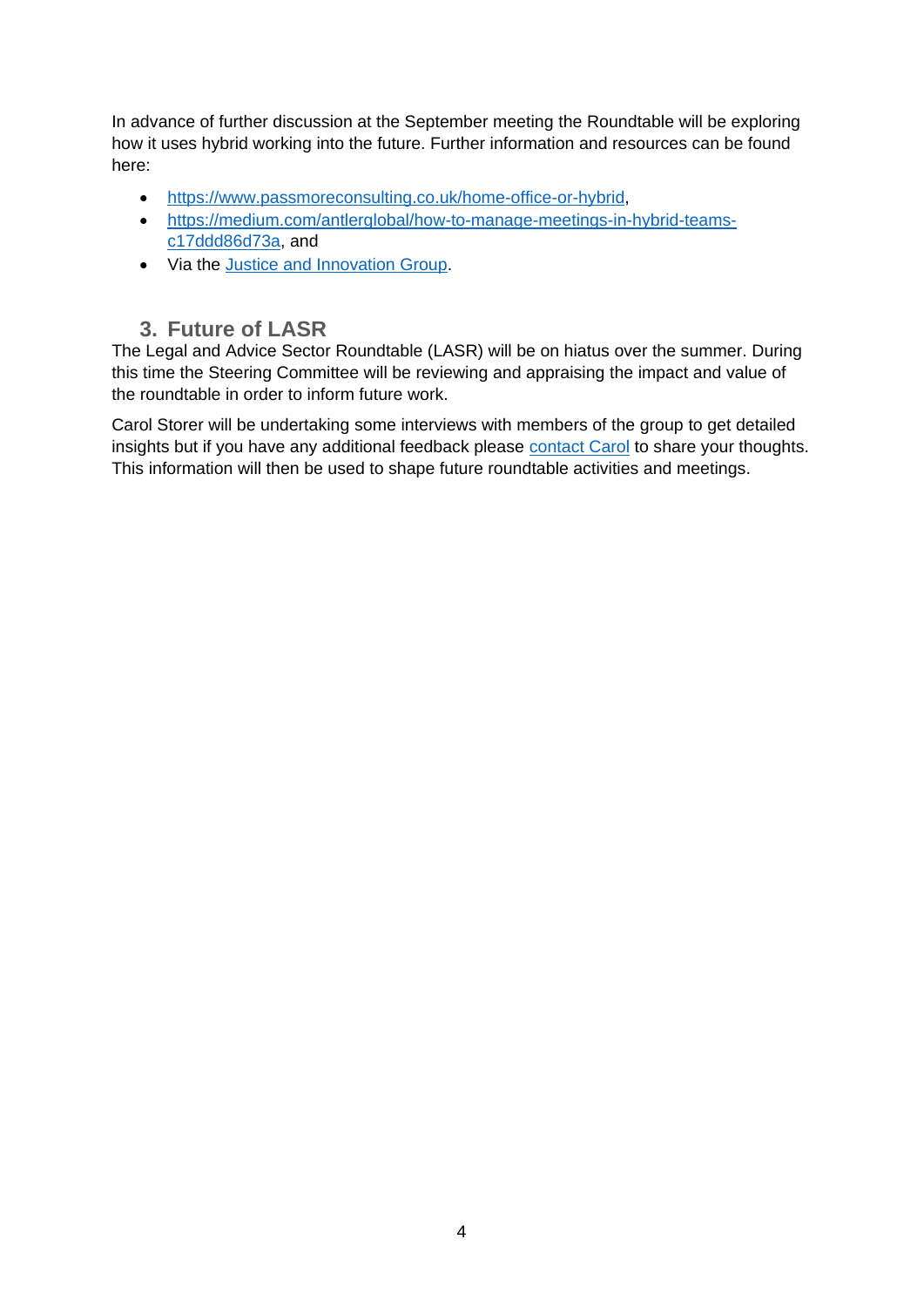In advance of further discussion at the September meeting the Roundtable will be exploring how it uses hybrid working into the future. Further information and resources can be found here:

- https://www.passmoreconsulting.co.uk/home-office-or-hybrid,
- https://medium.com/antlerglobal/how-to-manage-meetings-in-hybrid-teams-c17ddd86d73a, and
- Via the Justice and Innovation Group.

## 3. Future of LASR

The Legal and Advice Sector Roundtable (LASR) will be on hiatus over the summer. During this time the Steering Committee will be reviewing and appraising the impact and value of the roundtable in order to inform future work.

Carol Storer will be undertaking some interviews with members of the group to get detailed insights but if you have any additional feedback please contact Carol to share your thoughts. This information will then be used to shape future roundtable activities and meetings.